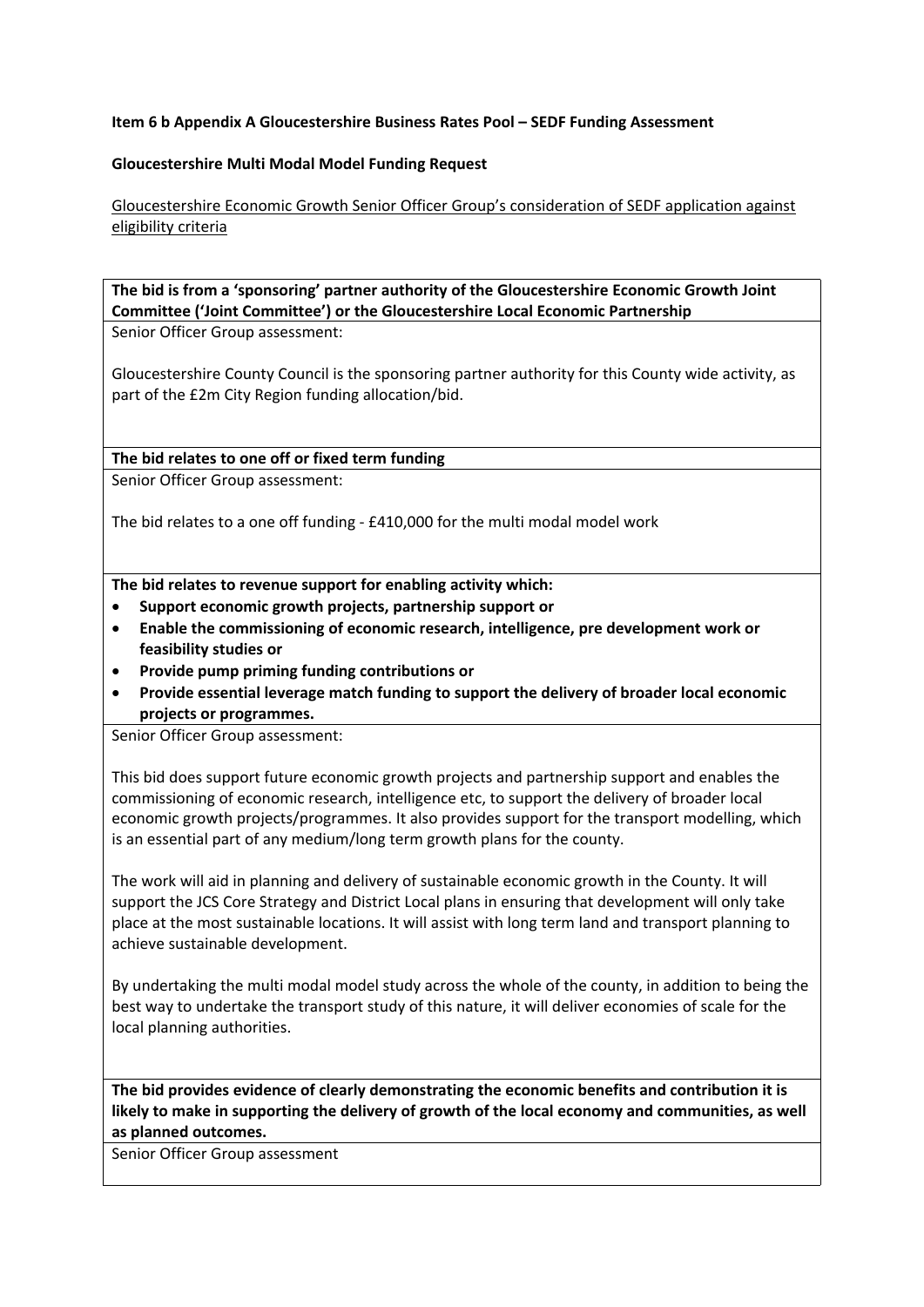**Item 6 b Appendix A Gloucestershire Business Rates Pool – SEDF Funding Assessment**

**Gloucestershire Multi Modal Model Funding Request**

Gloucestershire Economic Growth Senior Officer Group's consideration of SEDF application against eligibility criteria

| **The bid is from a 'sponsoring' partner authority of the Gloucestershire Economic Growth Joint Committee ('Joint Committee') or the Gloucestershire Local Economic Partnership** |
|---|
| Senior Officer Group assessment:<br><br>Gloucestershire County Council is the sponsoring partner authority for this County wide activity, as part of the £2m City Region funding allocation/bid. |
| **The bid relates to one off or fixed term funding** |
| Senior Officer Group assessment:<br><br>The bid relates to a one off funding - £410,000 for the multi modal model work |
| **The bid relates to revenue support for enabling activity which:**<br>• **Support economic growth projects, partnership support or**<br>• **Enable the commissioning of economic research, intelligence, pre development work or feasibility studies or**<br>• **Provide pump priming funding contributions or**<br>• **Provide essential leverage match funding to support the delivery of broader local economic projects or programmes.** |
| Senior Officer Group assessment:<br><br>This bid does support future economic growth projects and partnership support and enables the commissioning of economic research, intelligence etc, to support the delivery of broader local economic growth projects/programmes. It also provides support for the transport modelling, which is an essential part of any medium/long term growth plans for the county.<br><br>The work will aid in planning and delivery of sustainable economic growth in the County. It will support the JCS Core Strategy and District Local plans in ensuring that development will only take place at the most sustainable locations. It will assist with long term land and transport planning to achieve sustainable development.<br><br>By undertaking the multi modal model study across the whole of the county, in addition to being the best way to undertake the transport study of this nature, it will deliver economies of scale for the local planning authorities. |
| **The bid provides evidence of clearly demonstrating the economic benefits and contribution it is likely to make in supporting the delivery of growth of the local economy and communities, as well as planned outcomes.** |
| Senior Officer Group assessment |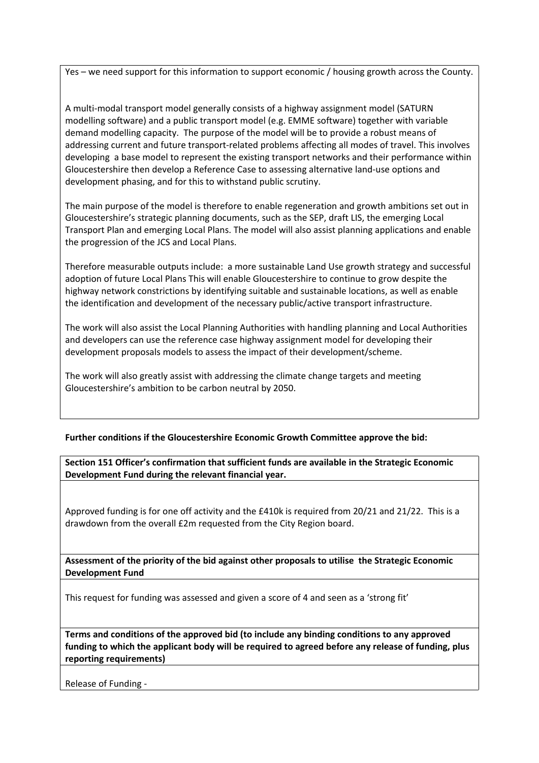Yes – we need support for this information to support economic / housing growth across the County.

A multi-modal transport model generally consists of a highway assignment model (SATURN modelling software) and a public transport model (e.g. EMME software) together with variable demand modelling capacity. The purpose of the model will be to provide a robust means of addressing current and future transport-related problems affecting all modes of travel. This involves developing a base model to represent the existing transport networks and their performance within Gloucestershire then develop a Reference Case to assessing alternative land-use options and development phasing, and for this to withstand public scrutiny.

The main purpose of the model is therefore to enable regeneration and growth ambitions set out in Gloucestershire's strategic planning documents, such as the SEP, draft LIS, the emerging Local Transport Plan and emerging Local Plans. The model will also assist planning applications and enable the progression of the JCS and Local Plans.

Therefore measurable outputs include: a more sustainable Land Use growth strategy and successful adoption of future Local Plans This will enable Gloucestershire to continue to grow despite the highway network constrictions by identifying suitable and sustainable locations, as well as enable the identification and development of the necessary public/active transport infrastructure.

The work will also assist the Local Planning Authorities with handling planning and Local Authorities and developers can use the reference case highway assignment model for developing their development proposals models to assess the impact of their development/scheme.

The work will also greatly assist with addressing the climate change targets and meeting Gloucestershire's ambition to be carbon neutral by 2050.

**Further conditions if the Gloucestershire Economic Growth Committee approve the bid:**

**Section 151 Officer's confirmation that sufficient funds are available in the Strategic Economic Development Fund during the relevant financial year.**

Approved funding is for one off activity and the £410k is required from 20/21 and 21/22. This is a drawdown from the overall £2m requested from the City Region board.

**Assessment of the priority of the bid against other proposals to utilise the Strategic Economic Development Fund**

This request for funding was assessed and given a score of 4 and seen as a 'strong fit'

**Terms and conditions of the approved bid (to include any binding conditions to any approved funding to which the applicant body will be required to agreed before any release of funding, plus reporting requirements)**

Release of Funding -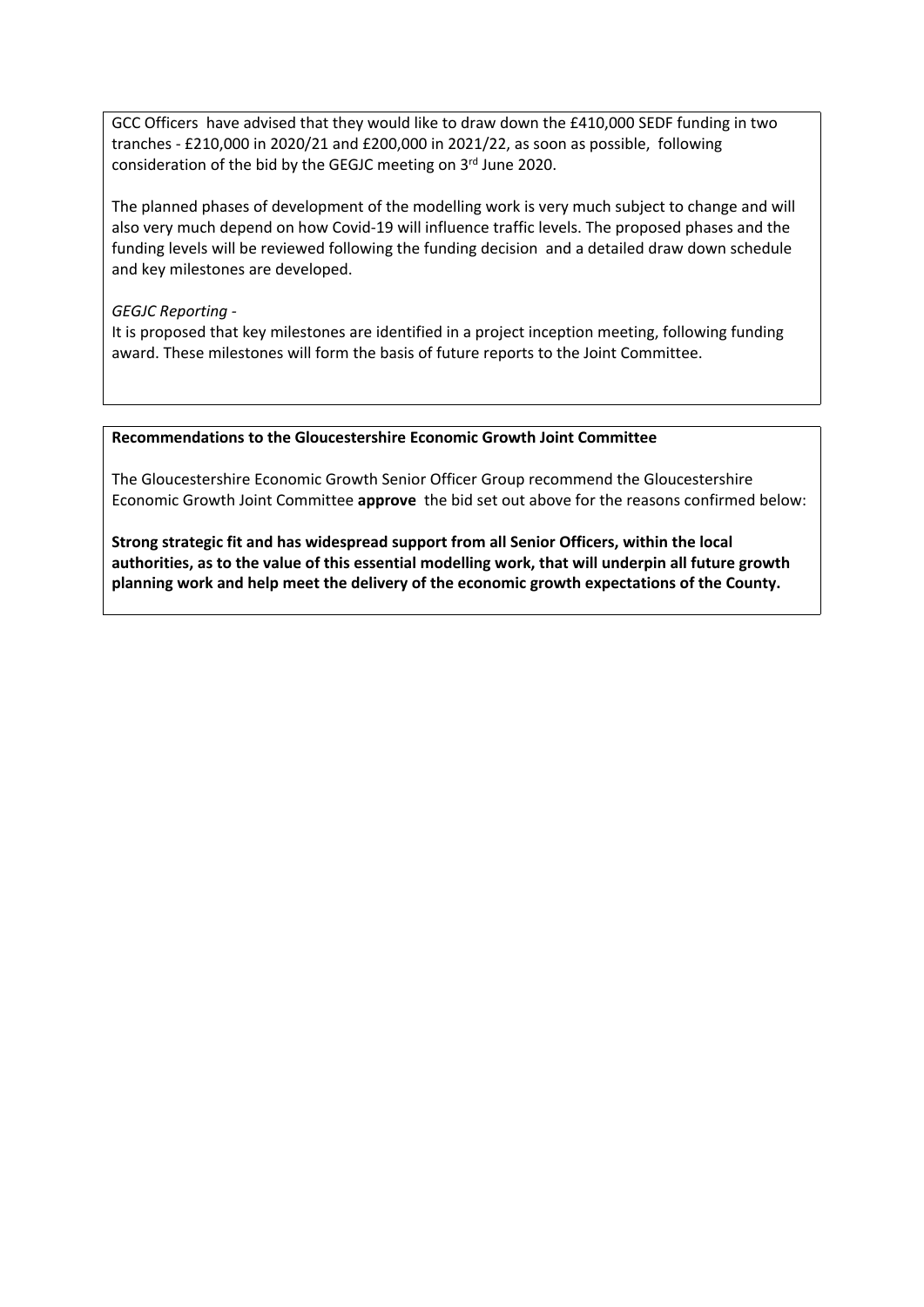GCC Officers have advised that they would like to draw down the £410,000 SEDF funding in two tranches - £210,000 in 2020/21 and £200,000 in 2021/22, as soon as possible, following consideration of the bid by the GEGJC meeting on 3rd June 2020.

The planned phases of development of the modelling work is very much subject to change and will also very much depend on how Covid-19 will influence traffic levels. The proposed phases and the funding levels will be reviewed following the funding decision and a detailed draw down schedule and key milestones are developed.

*GEGJC Reporting* -

It is proposed that key milestones are identified in a project inception meeting, following funding award. These milestones will form the basis of future reports to the Joint Committee.

**Recommendations to the Gloucestershire Economic Growth Joint Committee**

The Gloucestershire Economic Growth Senior Officer Group recommend the Gloucestershire Economic Growth Joint Committee **approve** the bid set out above for the reasons confirmed below:

**Strong strategic fit and has widespread support from all Senior Officers, within the local authorities, as to the value of this essential modelling work, that will underpin all future growth planning work and help meet the delivery of the economic growth expectations of the County.**